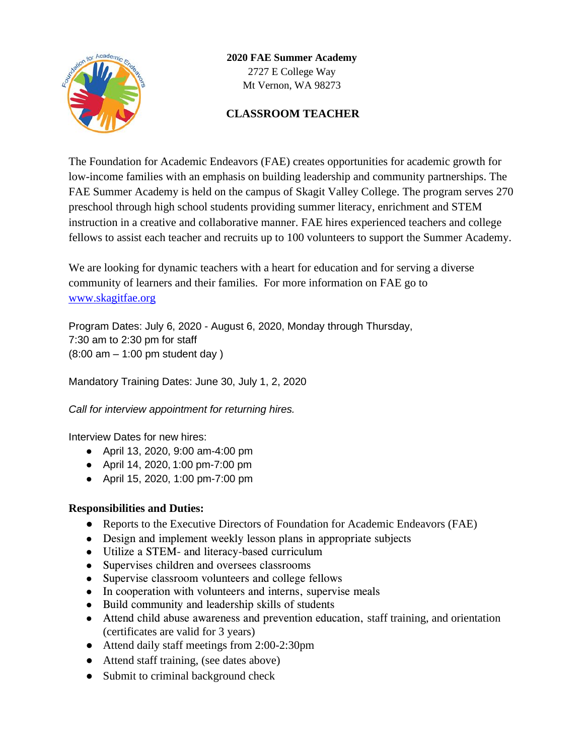**2020 FAE Summer Academy**
2727 E College Way
Mt Vernon, WA 98273

## CLASSROOM TEACHER

The Foundation for Academic Endeavors (FAE) creates opportunities for academic growth for low-income families with an emphasis on building leadership and community partnerships. The FAE Summer Academy is held on the campus of Skagit Valley College. The program serves 270 preschool through high school students providing summer literacy, enrichment and STEM instruction in a creative and collaborative manner. FAE hires experienced teachers and college fellows to assist each teacher and recruits up to 100 volunteers to support the Summer Academy.

We are looking for dynamic teachers with a heart for education and for serving a diverse community of learners and their families. For more information on FAE go to [www.skagitfae.org](http://www.skagitfae.org)

Program Dates: July 6, 2020 - August 6, 2020, Monday through Thursday,
7:30 am to 2:30 pm for staff
(8:00 am – 1:00 pm student day )

Mandatory Training Dates: June 30, July 1, 2, 2020

*Call for interview appointment for returning hires.*

Interview Dates for new hires:

- April 13, 2020, 9:00 am-4:00 pm
- April 14, 2020, 1:00 pm-7:00 pm
- April 15, 2020, 1:00 pm-7:00 pm

**Responsibilities and Duties:**

- Reports to the Executive Directors of Foundation for Academic Endeavors (FAE)
- Design and implement weekly lesson plans in appropriate subjects
- Utilize a STEM- and literacy-based curriculum
- Supervises children and oversees classrooms
- Supervise classroom volunteers and college fellows
- In cooperation with volunteers and interns, supervise meals
- Build community and leadership skills of students
- Attend child abuse awareness and prevention education, staff training, and orientation (certificates are valid for 3 years)
- Attend daily staff meetings from 2:00-2:30pm
- Attend staff training, (see dates above)
- Submit to criminal background check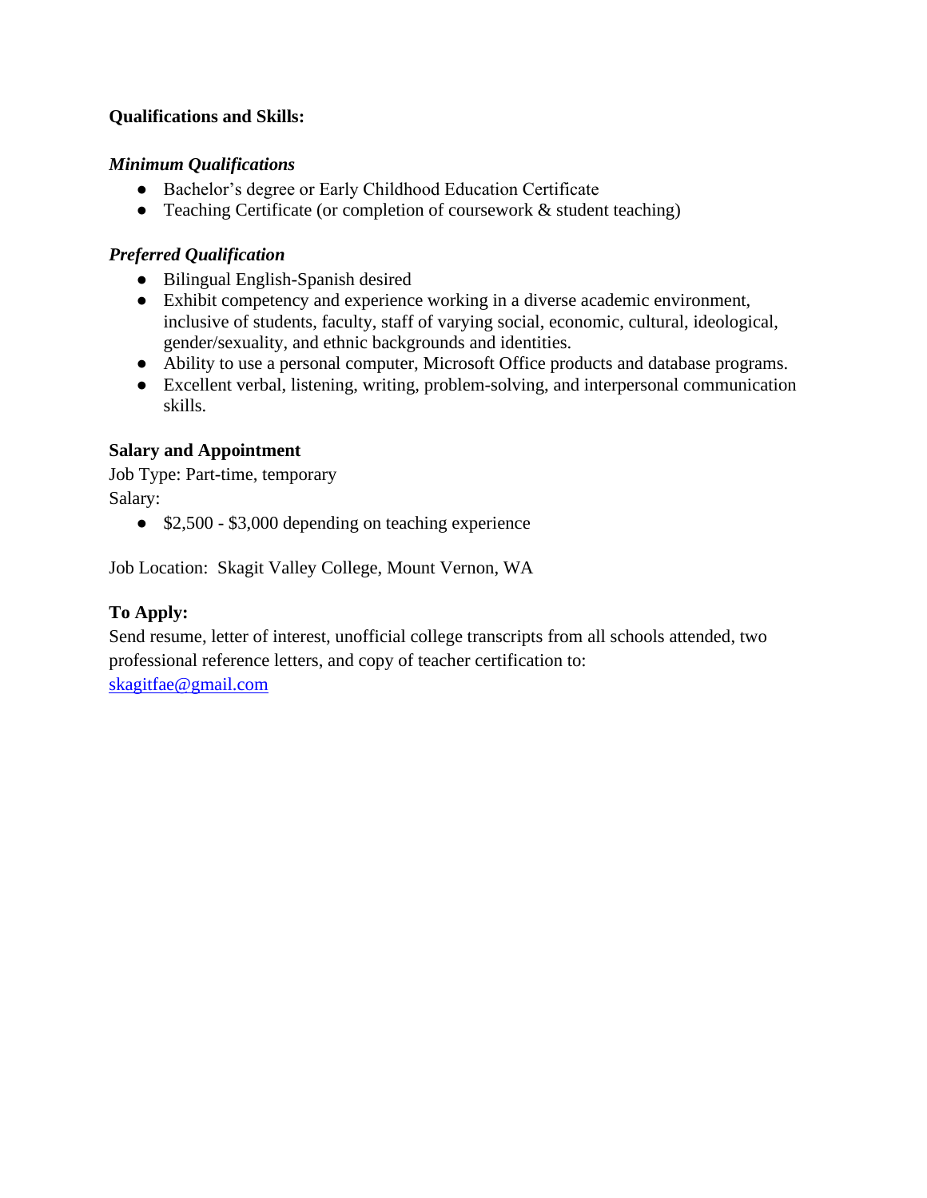**Qualifications and Skills:**

***Minimum Qualifications***

- Bachelor's degree or Early Childhood Education Certificate
- Teaching Certificate (or completion of coursework & student teaching)

***Preferred Qualification***

- Bilingual English-Spanish desired
- Exhibit competency and experience working in a diverse academic environment, inclusive of students, faculty, staff of varying social, economic, cultural, ideological, gender/sexuality, and ethnic backgrounds and identities.
- Ability to use a personal computer, Microsoft Office products and database programs.
- Excellent verbal, listening, writing, problem-solving, and interpersonal communication skills.

**Salary and Appointment**

Job Type: Part-time, temporary

Salary:

- $2,500 - $3,000 depending on teaching experience

Job Location: Skagit Valley College, Mount Vernon, WA

**To Apply:**

Send resume, letter of interest, unofficial college transcripts from all schools attended, two professional reference letters, and copy of teacher certification to:
skagitfae@gmail.com